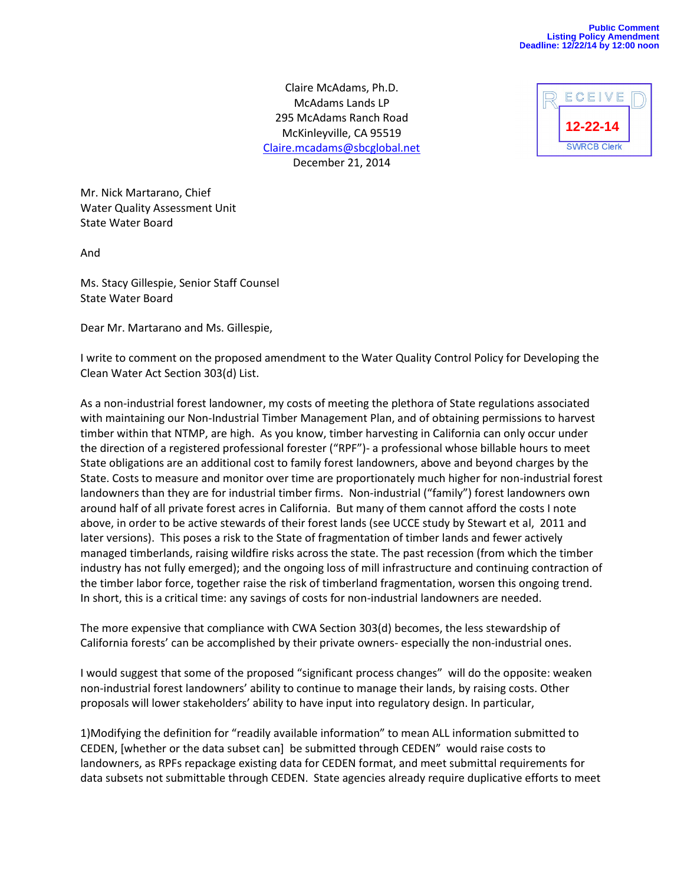Public Comment
Listing Policy Amendment
Deadline: 12/22/14 by 12:00 noon

RECEIVED
12-22-14
SWRCB Clerk

Claire McAdams, Ph.D.
McAdams Lands LP
295 McAdams Ranch Road
McKinleyville, CA 95519
Claire.mcadams@sbcglobal.net
December 21, 2014

Mr. Nick Martarano, Chief
Water Quality Assessment Unit
State Water Board

And

Ms. Stacy Gillespie, Senior Staff Counsel
State Water Board

Dear Mr. Martarano and Ms. Gillespie,

I write to comment on the proposed amendment to the Water Quality Control Policy for Developing the Clean Water Act Section 303(d) List.

As a non-industrial forest landowner, my costs of meeting the plethora of State regulations associated with maintaining our Non-Industrial Timber Management Plan, and of obtaining permissions to harvest timber within that NTMP, are high. As you know, timber harvesting in California can only occur under the direction of a registered professional forester ("RPF")- a professional whose billable hours to meet State obligations are an additional cost to family forest landowners, above and beyond charges by the State. Costs to measure and monitor over time are proportionately much higher for non-industrial forest landowners than they are for industrial timber firms. Non-industrial ("family") forest landowners own around half of all private forest acres in California. But many of them cannot afford the costs I note above, in order to be active stewards of their forest lands (see UCCE study by Stewart et al, 2011 and later versions). This poses a risk to the State of fragmentation of timber lands and fewer actively managed timberlands, raising wildfire risks across the state. The past recession (from which the timber industry has not fully emerged); and the ongoing loss of mill infrastructure and continuing contraction of the timber labor force, together raise the risk of timberland fragmentation, worsen this ongoing trend. In short, this is a critical time: any savings of costs for non-industrial landowners are needed.

The more expensive that compliance with CWA Section 303(d) becomes, the less stewardship of California forests' can be accomplished by their private owners- especially the non-industrial ones.

I would suggest that some of the proposed "significant process changes" will do the opposite: weaken non-industrial forest landowners' ability to continue to manage their lands, by raising costs. Other proposals will lower stakeholders' ability to have input into regulatory design. In particular,

1)Modifying the definition for "readily available information" to mean ALL information submitted to CEDEN, [whether or the data subset can] be submitted through CEDEN" would raise costs to landowners, as RPFs repackage existing data for CEDEN format, and meet submittal requirements for data subsets not submittable through CEDEN. State agencies already require duplicative efforts to meet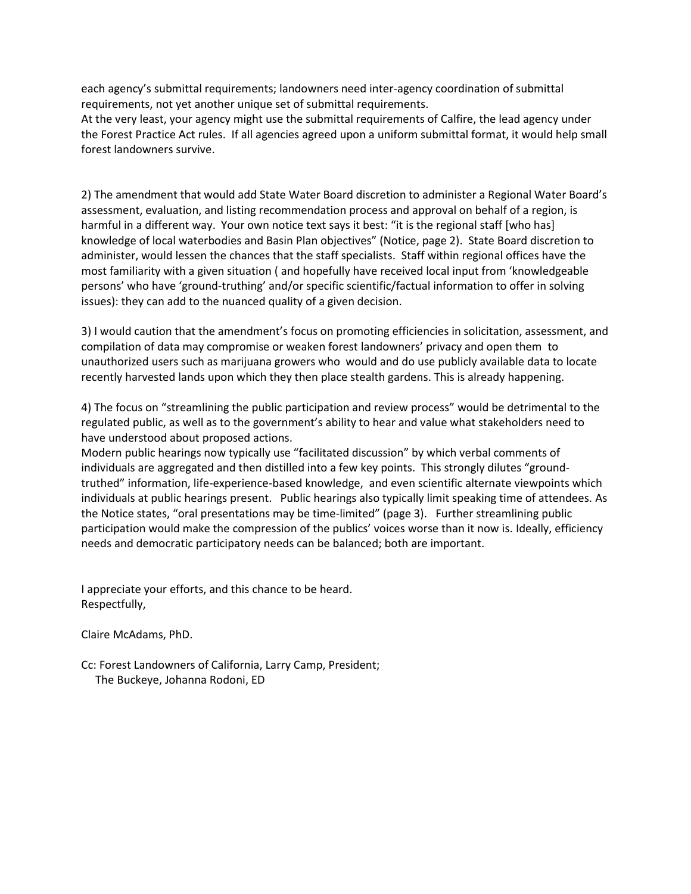each agency's submittal requirements; landowners need inter-agency coordination of submittal requirements, not yet another unique set of submittal requirements.
At the very least, your agency might use the submittal requirements of Calfire, the lead agency under the Forest Practice Act rules. If all agencies agreed upon a uniform submittal format, it would help small forest landowners survive.

2) The amendment that would add State Water Board discretion to administer a Regional Water Board's assessment, evaluation, and listing recommendation process and approval on behalf of a region, is harmful in a different way. Your own notice text says it best: "it is the regional staff [who has] knowledge of local waterbodies and Basin Plan objectives" (Notice, page 2). State Board discretion to administer, would lessen the chances that the staff specialists. Staff within regional offices have the most familiarity with a given situation ( and hopefully have received local input from 'knowledgeable persons' who have 'ground-truthing' and/or specific scientific/factual information to offer in solving issues): they can add to the nuanced quality of a given decision.

3) I would caution that the amendment's focus on promoting efficiencies in solicitation, assessment, and compilation of data may compromise or weaken forest landowners' privacy and open them to unauthorized users such as marijuana growers who would and do use publicly available data to locate recently harvested lands upon which they then place stealth gardens. This is already happening.

4) The focus on "streamlining the public participation and review process" would be detrimental to the regulated public, as well as to the government's ability to hear and value what stakeholders need to have understood about proposed actions.
Modern public hearings now typically use "facilitated discussion" by which verbal comments of individuals are aggregated and then distilled into a few key points. This strongly dilutes "ground-truthed" information, life-experience-based knowledge, and even scientific alternate viewpoints which individuals at public hearings present. Public hearings also typically limit speaking time of attendees. As the Notice states, "oral presentations may be time-limited" (page 3). Further streamlining public participation would make the compression of the publics' voices worse than it now is. Ideally, efficiency needs and democratic participatory needs can be balanced; both are important.

I appreciate your efforts, and this chance to be heard.
Respectfully,

Claire McAdams, PhD.

Cc: Forest Landowners of California, Larry Camp, President;
The Buckeye, Johanna Rodoni, ED